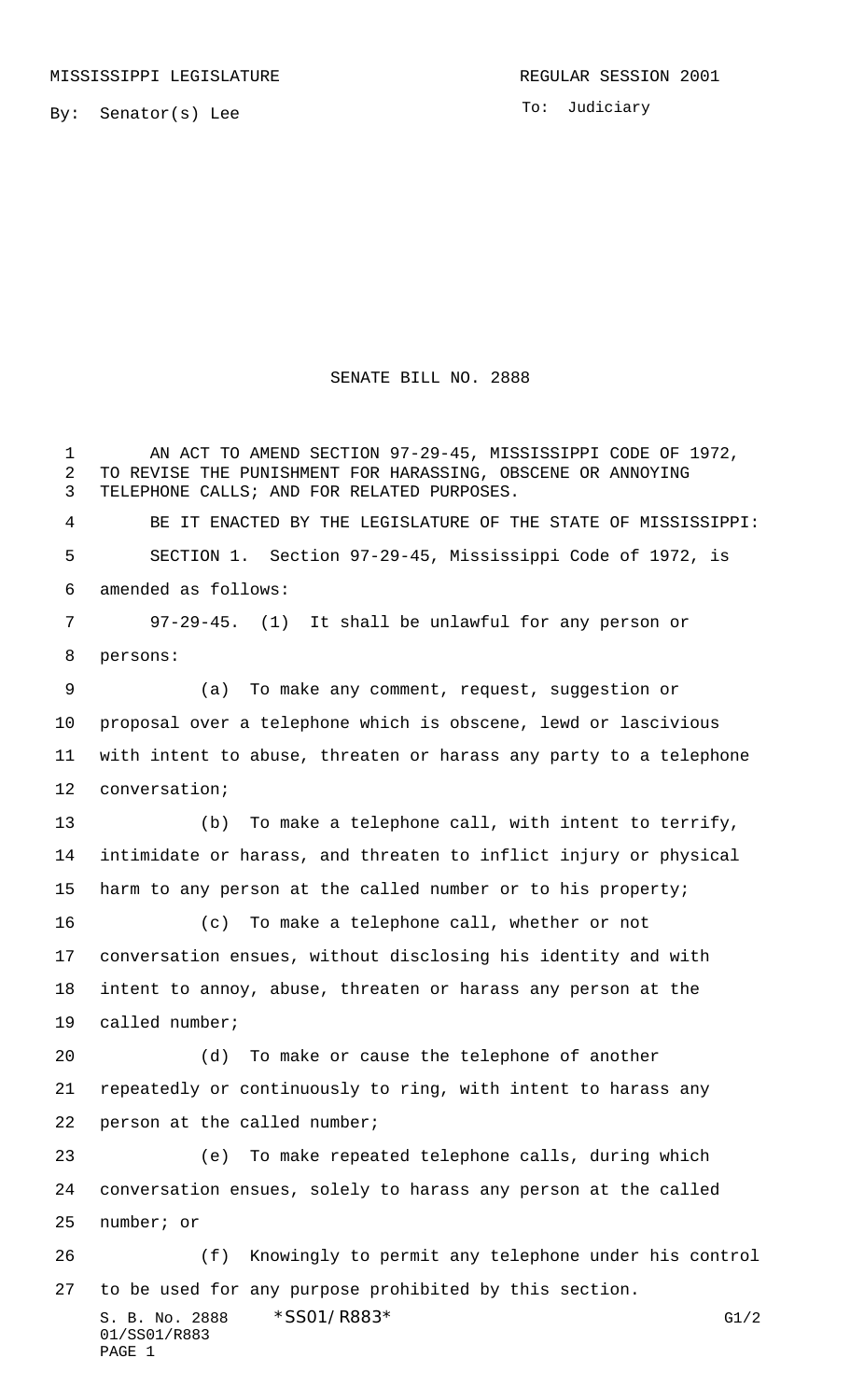MISSISSIPPI LEGISLATURE

REGULAR SESSION 2001

By: Senator(s) Lee

To: Judiciary

# SENATE BILL NO. 2888

AN ACT TO AMEND SECTION 97-29-45, MISSISSIPPI CODE OF 1972, TO REVISE THE PUNISHMENT FOR HARASSING, OBSCENE OR ANNOYING TELEPHONE CALLS; AND FOR RELATED PURPOSES.

BE IT ENACTED BY THE LEGISLATURE OF THE STATE OF MISSISSIPPI:

SECTION 1. Section 97-29-45, Mississippi Code of 1972, is amended as follows:

97-29-45. (1) It shall be unlawful for any person or persons:

(a) To make any comment, request, suggestion or proposal over a telephone which is obscene, lewd or lascivious with intent to abuse, threaten or harass any party to a telephone conversation;

(b) To make a telephone call, with intent to terrify, intimidate or harass, and threaten to inflict injury or physical harm to any person at the called number or to his property;

(c) To make a telephone call, whether or not conversation ensues, without disclosing his identity and with intent to annoy, abuse, threaten or harass any person at the called number;

(d) To make or cause the telephone of another repeatedly or continuously to ring, with intent to harass any person at the called number;

(e) To make repeated telephone calls, during which conversation ensues, solely to harass any person at the called number; or

(f) Knowingly to permit any telephone under his control to be used for any purpose prohibited by this section.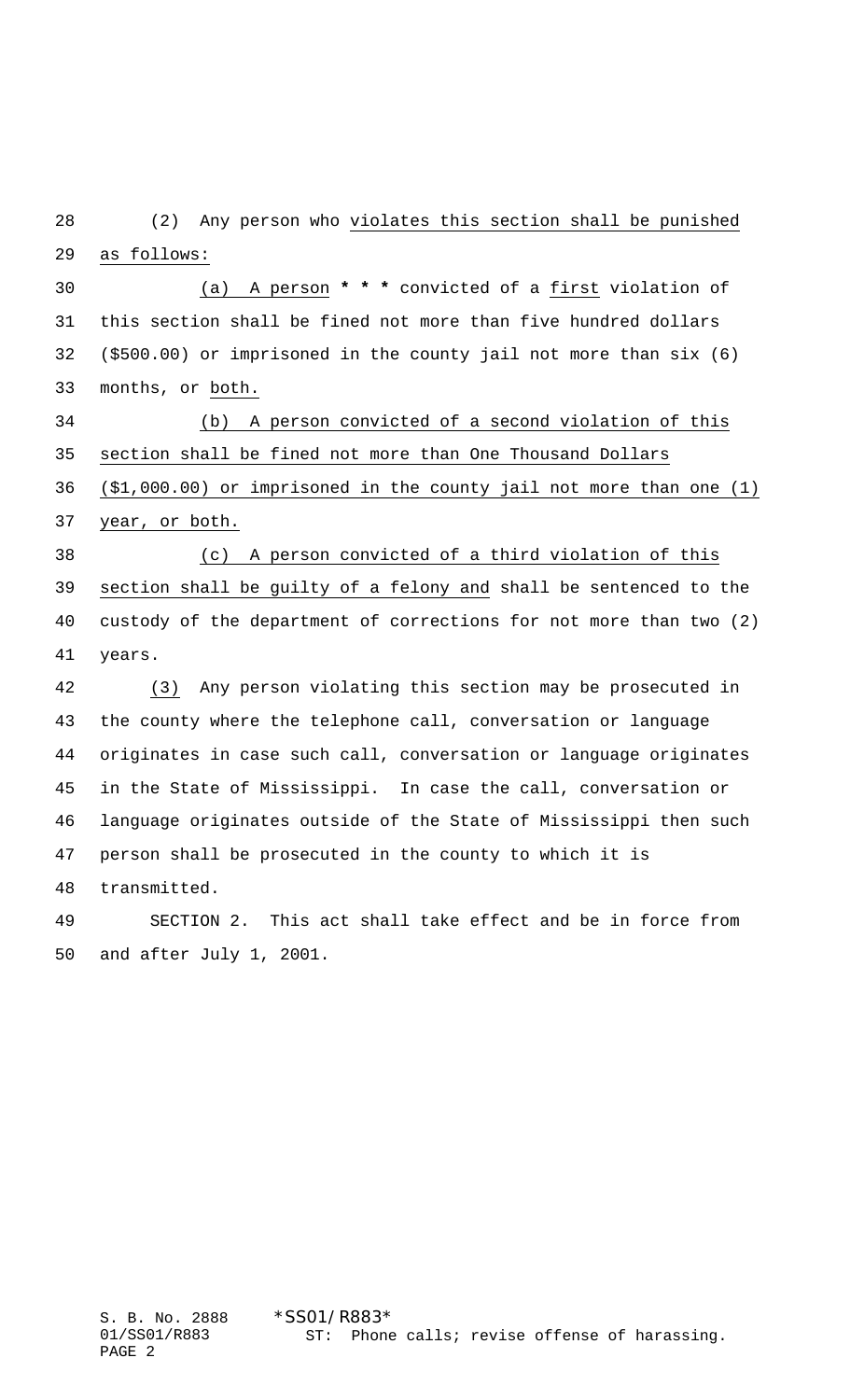(2) Any person who violates this section shall be punished as follows:

(a) A person * * * convicted of a first violation of this section shall be fined not more than five hundred dollars ($500.00) or imprisoned in the county jail not more than six (6) months, or both.

(b) A person convicted of a second violation of this section shall be fined not more than One Thousand Dollars ($1,000.00) or imprisoned in the county jail not more than one (1) year, or both.

(c) A person convicted of a third violation of this section shall be guilty of a felony and shall be sentenced to the custody of the department of corrections for not more than two (2) years.

(3) Any person violating this section may be prosecuted in the county where the telephone call, conversation or language originates in case such call, conversation or language originates in the State of Mississippi. In case the call, conversation or language originates outside of the State of Mississippi then such person shall be prosecuted in the county to which it is transmitted.

SECTION 2. This act shall take effect and be in force from and after July 1, 2001.